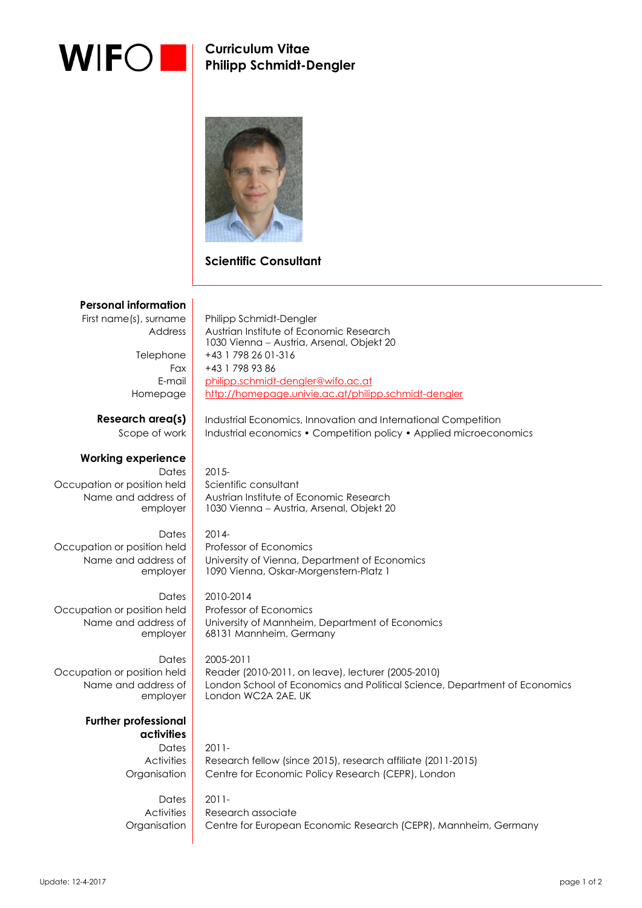# Curriculum Vitae
# Philipp Schmidt-Dengler

**Scientific Consultant**

## Personal information

| | |
|---|---|
| First name(s), surname | Philipp Schmidt-Dengler |
| Address | Austrian Institute of Economic Research<br>1030 Vienna – Austria, Arsenal, Objekt 20 |
| Telephone | +43 1 798 26 01-316 |
| Fax | +43 1 798 93 86 |
| E-mail | philipp.schmidt-dengler@wifo.ac.at |
| Homepage | http://homepage.univie.ac.at/philipp.schmidt-dengler |

## Research area(s)

| | |
|---|---|
| | Industrial Economics, Innovation and International Competition |
| Scope of work | Industrial economics • Competition policy • Applied microeconomics |

## Working experience

| | |
|---|---|
| Dates | 2015- |
| Occupation or position held | Scientific consultant |
| Name and address of employer | Austrian Institute of Economic Research<br>1030 Vienna – Austria, Arsenal, Objekt 20 |
| | |
| Dates | 2014- |
| Occupation or position held | Professor of Economics |
| Name and address of employer | University of Vienna, Department of Economics<br>1090 Vienna, Oskar-Morgenstern-Platz 1 |
| | |
| Dates | 2010-2014 |
| Occupation or position held | Professor of Economics |
| Name and address of employer | University of Mannheim, Department of Economics<br>68131 Mannheim, Germany |
| | |
| Dates | 2005-2011 |
| Occupation or position held | Reader (2010-2011, on leave), lecturer (2005-2010) |
| Name and address of employer | London School of Economics and Political Science, Department of Economics<br>London WC2A 2AE, UK |

## Further professional activities

| | |
|---|---|
| Dates | 2011- |
| Activities | Research fellow (since 2015), research affiliate (2011-2015) |
| Organisation | Centre for Economic Policy Research (CEPR), London |
| | |
| Dates | 2011- |
| Activities | Research associate |
| Organisation | Centre for European Economic Research (CEPR), Mannheim, Germany |

Update: 12-4-2017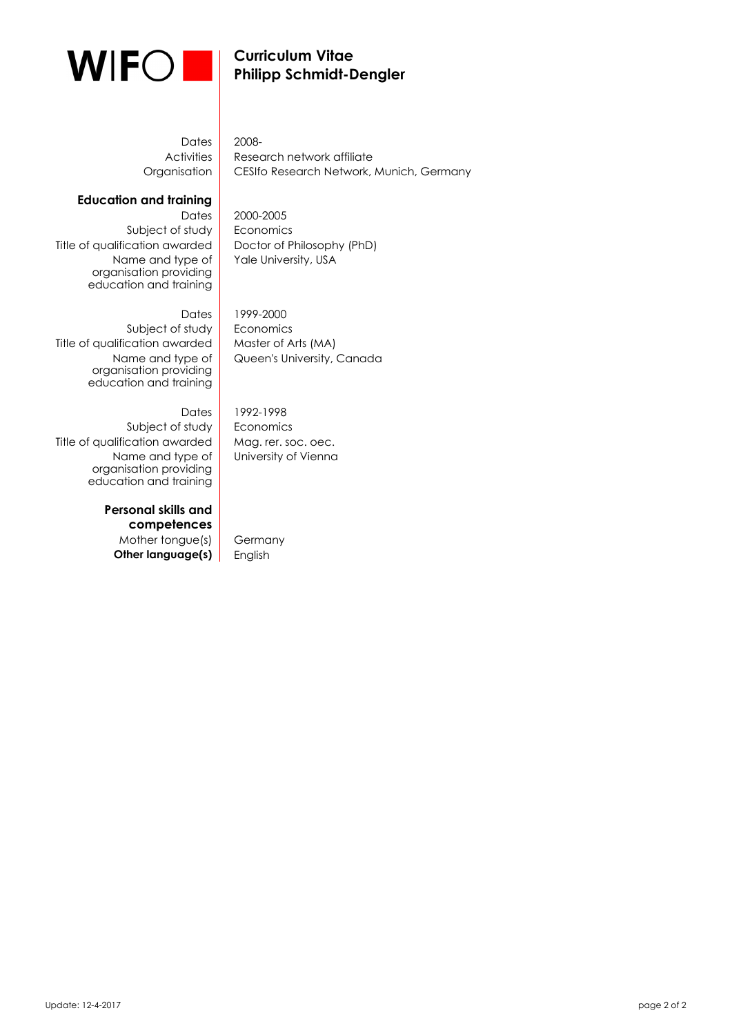# Curriculum Vitae
# Philipp Schmidt-Dengler

| | |
|---|---|
| Dates | 2008- |
| Activities | Research network affiliate |
| Organisation | CESIfo Research Network, Munich, Germany |

## Education and training

| | |
|---|---|
| Dates | 2000-2005 |
| Subject of study | Economics |
| Title of qualification awarded | Doctor of Philosophy (PhD) |
| Name and type of organisation providing education and training | Yale University, USA |
| | |
| Dates | 1999-2000 |
| Subject of study | Economics |
| Title of qualification awarded | Master of Arts (MA) |
| Name and type of organisation providing education and training | Queen's University, Canada |
| | |
| Dates | 1992-1998 |
| Subject of study | Economics |
| Title of qualification awarded | Mag. rer. soc. oec. |
| Name and type of organisation providing education and training | University of Vienna |

## Personal skills and competences

| | |
|---|---|
| Mother tongue(s) | Germany |
| **Other language(s)** | English |

Update: 12-4-2017